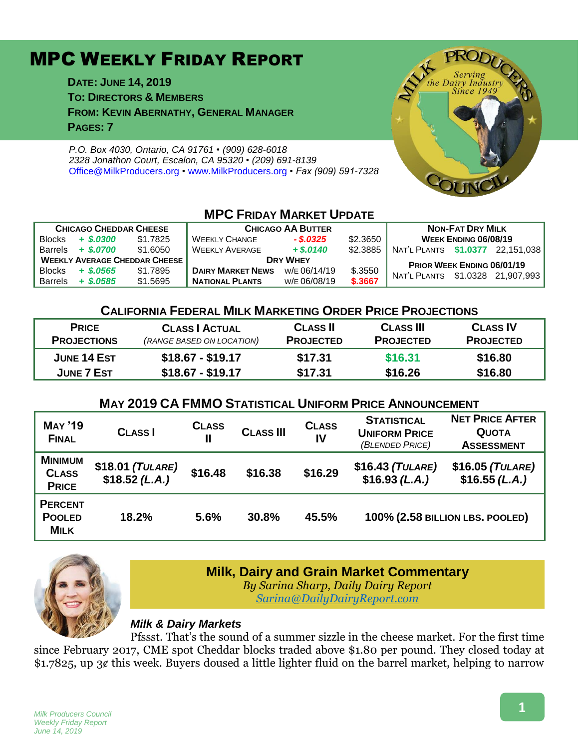# MPC Weekly Friday Report

**Date: June 14, 2019**
**To: Directors & Members**
**From: Kevin Abernathy, General Manager**
**Pages: 7**

*P.O. Box 4030, Ontario, CA 91761 • (909) 628-6018*
*2328 Jonathon Court, Escalon, CA 95320 • (209) 691-8139*
*Office@MilkProducers.org • www.MilkProducers.org • Fax (909) 591-7328*

## MPC Friday Market Update

| Chicago Cheddar Cheese | | | Chicago AA Butter | | | Non-Fat Dry Milk | | |
|---|---|---|---|---|---|---|---|---|
| Blocks | *+ $.0300* | $1.7825 | Weekly Change | *- $.0325* | $2.3650 | Week Ending 06/08/19 | | |
| Barrels | *+ $.0700* | $1.6050 | Weekly Average | *+ $.0140* | $2.3885 | Nat'l Plants | $1.0377 | 22,151,038 |
| Weekly Average Cheddar Cheese | | | Dry Whey | | | Prior Week Ending 06/01/19 | | |
| Blocks | *+ $.0565* | $1.7895 | Dairy Market News | w/e 06/14/19 | $.3550 | Nat'l Plants | $1.0328 | 21,907,993 |
| Barrels | *+ $.0585* | $1.5695 | National Plants | w/e 06/08/19 | $.3667 | | | |

## California Federal Milk Marketing Order Price Projections

| Price Projections | Class I Actual *(range based on location)* | Class II Projected | Class III Projected | Class IV Projected |
|---|---|---|---|---|
| June 14 Est | $18.67 - $19.17 | $17.31 | $16.31 | $16.80 |
| June 7 Est | $18.67 - $19.17 | $17.31 | $16.26 | $16.80 |

## May 2019 CA FMMO Statistical Uniform Price Announcement

| May '19 Final | Class I | Class II | Class III | Class IV | Statistical Uniform Price *(Blended Price)* | Net Price After Quota Assessment |
|---|---|---|---|---|---|---|
| Minimum Class Price | $18.01 *(Tulare)* $18.52 *(L.A.)* | $16.48 | $16.38 | $16.29 | $16.43 *(Tulare)* $16.93 *(L.A.)* | $16.05 *(Tulare)* $16.55 *(L.A.)* |
| Percent Pooled Milk | 18.2% | 5.6% | 30.8% | 45.5% | 100% (2.58 billion lbs. pooled) | |

## Milk, Dairy and Grain Market Commentary

*By Sarina Sharp, Daily Dairy Report*
*Sarina@DailyDairyReport.com*

### *Milk & Dairy Markets*

Pfssst. That's the sound of a summer sizzle in the cheese market. For the first time since February 2017, CME spot Cheddar blocks traded above $1.80 per pound. They closed today at $1.7825, up 3¢ this week. Buyers doused a little lighter fluid on the barrel market, helping to narrow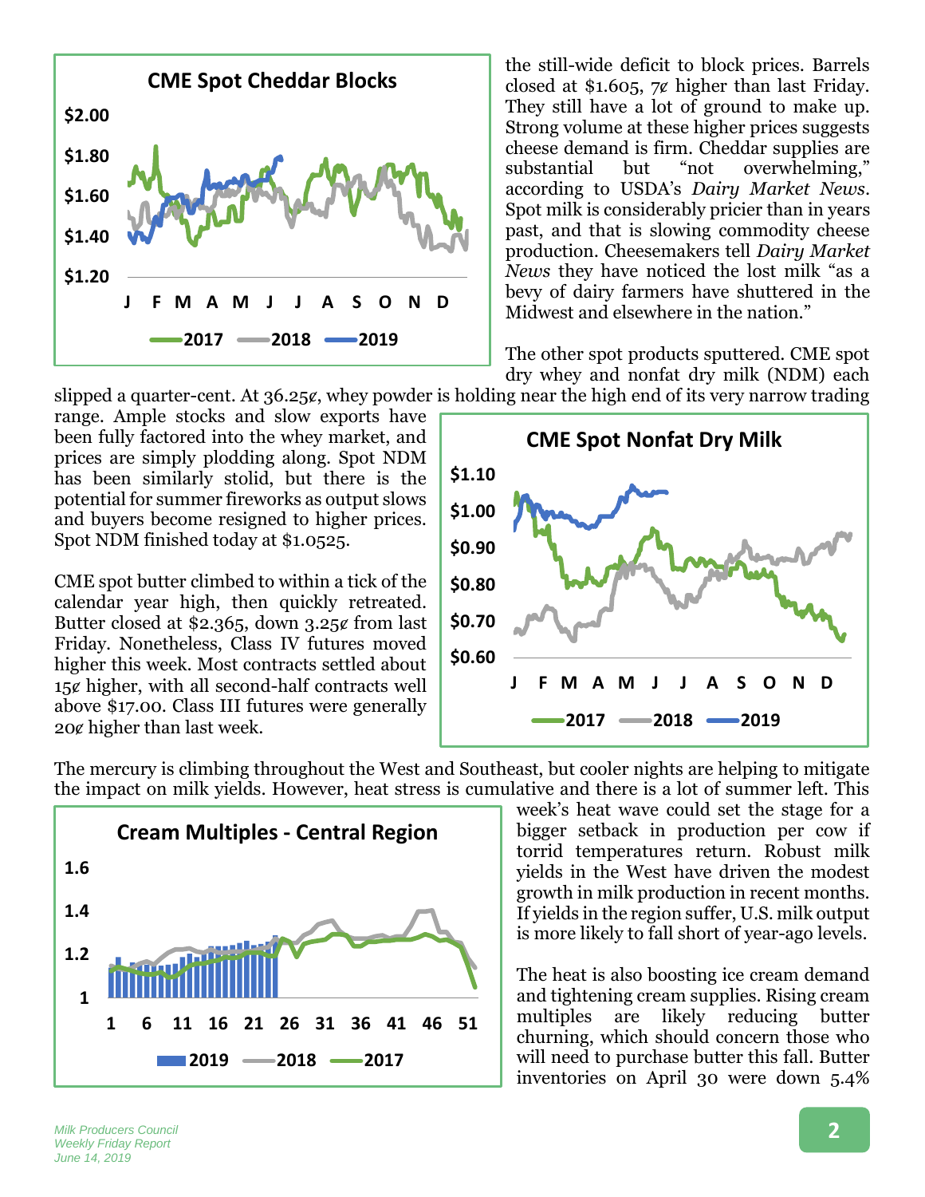**CME Spot Cheddar Blocks**

the still-wide deficit to block prices. Barrels closed at $1.605, 7¢ higher than last Friday. They still have a lot of ground to make up. Strong volume at these higher prices suggests cheese demand is firm. Cheddar supplies are substantial but "not overwhelming," according to USDA's *Dairy Market News*. Spot milk is considerably pricier than in years past, and that is slowing commodity cheese production. Cheesemakers tell *Dairy Market News* they have noticed the lost milk "as a bevy of dairy farmers have shuttered in the Midwest and elsewhere in the nation."

The other spot products sputtered. CME spot dry whey and nonfat dry milk (NDM) each slipped a quarter-cent. At 36.25¢, whey powder is holding near the high end of its very narrow trading range. Ample stocks and slow exports have been fully factored into the whey market, and prices are simply plodding along. Spot NDM has been similarly stolid, but there is the potential for summer fireworks as output slows and buyers become resigned to higher prices. Spot NDM finished today at $1.0525.

**CME Spot Nonfat Dry Milk**

CME spot butter climbed to within a tick of the calendar year high, then quickly retreated. Butter closed at $2.365, down 3.25¢ from last Friday. Nonetheless, Class IV futures moved higher this week. Most contracts settled about 15¢ higher, with all second-half contracts well above $17.00. Class III futures were generally 20¢ higher than last week.

The mercury is climbing throughout the West and Southeast, but cooler nights are helping to mitigate the impact on milk yields. However, heat stress is cumulative and there is a lot of summer left. This week's heat wave could set the stage for a bigger setback in production per cow if torrid temperatures return. Robust milk yields in the West have driven the modest growth in milk production in recent months. If yields in the region suffer, U.S. milk output is more likely to fall short of year-ago levels.

**Cream Multiples - Central Region**

The heat is also boosting ice cream demand and tightening cream supplies. Rising cream multiples are likely reducing butter churning, which should concern those who will need to purchase butter this fall. Butter inventories on April 30 were down 5.4%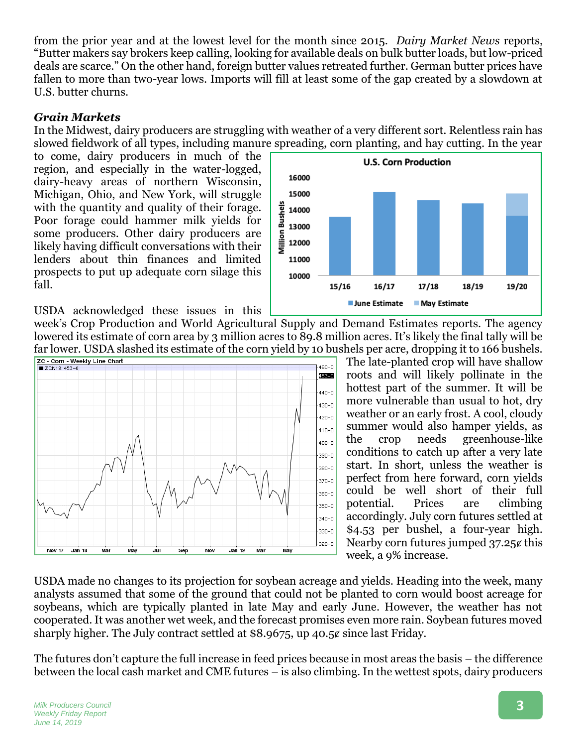from the prior year and at the lowest level for the month since 2015. *Dairy Market News* reports, "Butter makers say brokers keep calling, looking for available deals on bulk butter loads, but low-priced deals are scarce." On the other hand, foreign butter values retreated further. German butter prices have fallen to more than two-year lows. Imports will fill at least some of the gap created by a slowdown at U.S. butter churns.

***Grain Markets***

In the Midwest, dairy producers are struggling with weather of a very different sort. Relentless rain has slowed fieldwork of all types, including manure spreading, corn planting, and hay cutting. In the year to come, dairy producers in much of the region, and especially in the water-logged, dairy-heavy areas of northern Wisconsin, Michigan, Ohio, and New York, will struggle with the quantity and quality of their forage. Poor forage could hammer milk yields for some producers. Other dairy producers are likely having difficult conversations with their lenders about thin finances and limited prospects to put up adequate corn silage this fall.

USDA acknowledged these issues in this week's Crop Production and World Agricultural Supply and Demand Estimates reports. The agency lowered its estimate of corn area by 3 million acres to 89.8 million acres. It's likely the final tally will be far lower. USDA slashed its estimate of the corn yield by 10 bushels per acre, dropping it to 166 bushels. The late-planted crop will have shallow roots and will likely pollinate in the hottest part of the summer. It will be more vulnerable than usual to hot, dry weather or an early frost. A cool, cloudy summer would also hamper yields, as the crop needs greenhouse-like conditions to catch up after a very late start. In short, unless the weather is perfect from here forward, corn yields could be well short of their full potential. Prices are climbing accordingly. July corn futures settled at $4.53 per bushel, a four-year high. Nearby corn futures jumped 37.25¢ this week, a 9% increase.

USDA made no changes to its projection for soybean acreage and yields. Heading into the week, many analysts assumed that some of the ground that could not be planted to corn would boost acreage for soybeans, which are typically planted in late May and early June. However, the weather has not cooperated. It was another wet week, and the forecast promises even more rain. Soybean futures moved sharply higher. The July contract settled at $8.9675, up 40.5¢ since last Friday.

The futures don't capture the full increase in feed prices because in most areas the basis – the difference between the local cash market and CME futures – is also climbing. In the wettest spots, dairy producers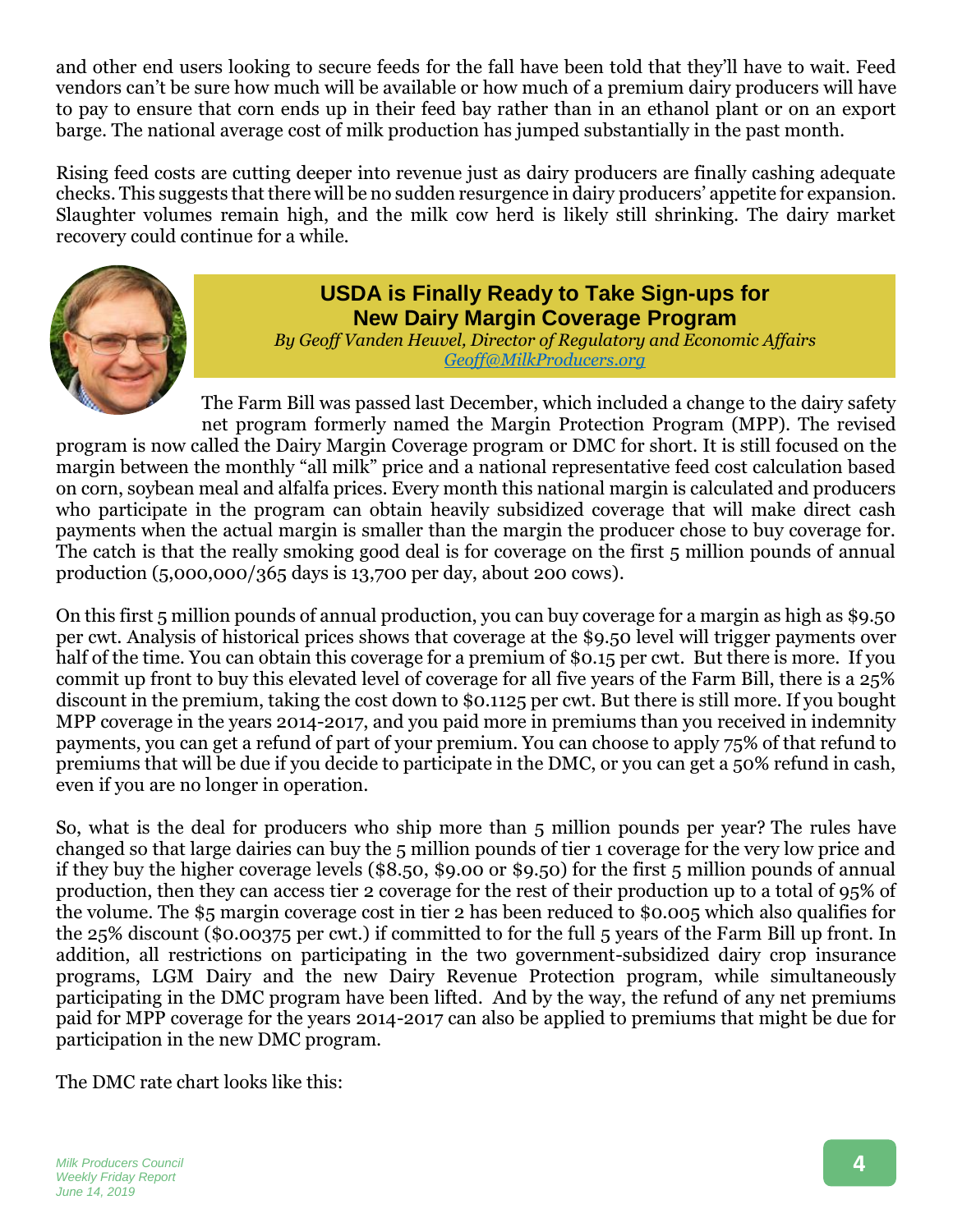and other end users looking to secure feeds for the fall have been told that they'll have to wait. Feed vendors can't be sure how much will be available or how much of a premium dairy producers will have to pay to ensure that corn ends up in their feed bay rather than in an ethanol plant or on an export barge. The national average cost of milk production has jumped substantially in the past month.

Rising feed costs are cutting deeper into revenue just as dairy producers are finally cashing adequate checks. This suggests that there will be no sudden resurgence in dairy producers' appetite for expansion. Slaughter volumes remain high, and the milk cow herd is likely still shrinking. The dairy market recovery could continue for a while.

## USDA is Finally Ready to Take Sign-ups for New Dairy Margin Coverage Program

*By Geoff Vanden Heuvel, Director of Regulatory and Economic Affairs*
*[Geoff@MilkProducers.org](mailto:Geoff@MilkProducers.org)*

The Farm Bill was passed last December, which included a change to the dairy safety net program formerly named the Margin Protection Program (MPP). The revised program is now called the Dairy Margin Coverage program or DMC for short. It is still focused on the margin between the monthly "all milk" price and a national representative feed cost calculation based on corn, soybean meal and alfalfa prices. Every month this national margin is calculated and producers who participate in the program can obtain heavily subsidized coverage that will make direct cash payments when the actual margin is smaller than the margin the producer chose to buy coverage for. The catch is that the really smoking good deal is for coverage on the first 5 million pounds of annual production (5,000,000/365 days is 13,700 per day, about 200 cows).

On this first 5 million pounds of annual production, you can buy coverage for a margin as high as $9.50 per cwt. Analysis of historical prices shows that coverage at the $9.50 level will trigger payments over half of the time. You can obtain this coverage for a premium of $0.15 per cwt. But there is more. If you commit up front to buy this elevated level of coverage for all five years of the Farm Bill, there is a 25% discount in the premium, taking the cost down to $0.1125 per cwt. But there is still more. If you bought MPP coverage in the years 2014-2017, and you paid more in premiums than you received in indemnity payments, you can get a refund of part of your premium. You can choose to apply 75% of that refund to premiums that will be due if you decide to participate in the DMC, or you can get a 50% refund in cash, even if you are no longer in operation.

So, what is the deal for producers who ship more than 5 million pounds per year? The rules have changed so that large dairies can buy the 5 million pounds of tier 1 coverage for the very low price and if they buy the higher coverage levels ($8.50, $9.00 or $9.50) for the first 5 million pounds of annual production, then they can access tier 2 coverage for the rest of their production up to a total of 95% of the volume. The $5 margin coverage cost in tier 2 has been reduced to $0.005 which also qualifies for the 25% discount ($0.00375 per cwt.) if committed to for the full 5 years of the Farm Bill up front. In addition, all restrictions on participating in the two government-subsidized dairy crop insurance programs, LGM Dairy and the new Dairy Revenue Protection program, while simultaneously participating in the DMC program have been lifted. And by the way, the refund of any net premiums paid for MPP coverage for the years 2014-2017 can also be applied to premiums that might be due for participation in the new DMC program.

The DMC rate chart looks like this: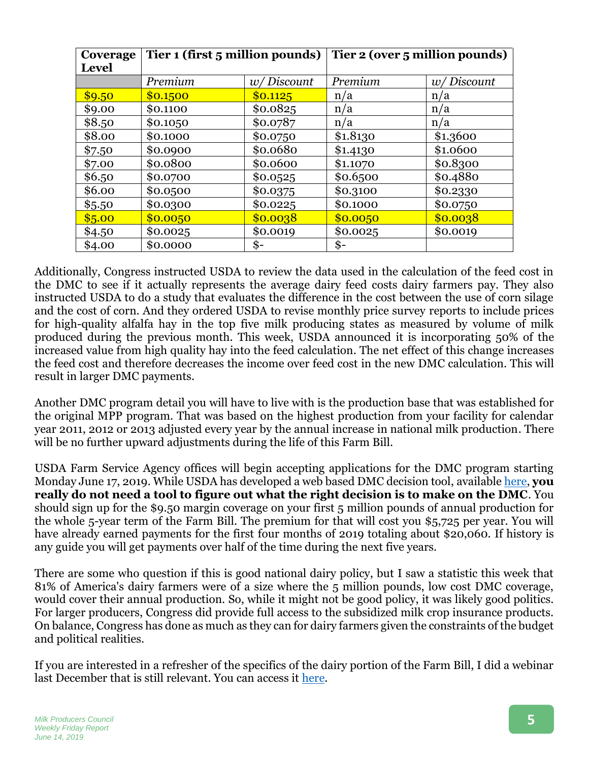| Coverage Level | Tier 1 (first 5 million pounds) | | Tier 2 (over 5 million pounds) | |
|---|---|---|---|---|
| | *Premium* | *w/ Discount* | *Premium* | *w/ Discount* |
| $9.50 | $0.1500 | $0.1125 | n/a | n/a |
| $9.00 | $0.1100 | $0.0825 | n/a | n/a |
| $8.50 | $0.1050 | $0.0787 | n/a | n/a |
| $8.00 | $0.1000 | $0.0750 | $1.8130 | $1.3600 |
| $7.50 | $0.0900 | $0.0680 | $1.4130 | $1.0600 |
| $7.00 | $0.0800 | $0.0600 | $1.1070 | $0.8300 |
| $6.50 | $0.0700 | $0.0525 | $0.6500 | $0.4880 |
| $6.00 | $0.0500 | $0.0375 | $0.3100 | $0.2330 |
| $5.50 | $0.0300 | $0.0225 | $0.1000 | $0.0750 |
| $5.00 | $0.0050 | $0.0038 | $0.0050 | $0.0038 |
| $4.50 | $0.0025 | $0.0019 | $0.0025 | $0.0019 |
| $4.00 | $0.0000 | $- | $- | |

Additionally, Congress instructed USDA to review the data used in the calculation of the feed cost in the DMC to see if it actually represents the average dairy feed costs dairy farmers pay. They also instructed USDA to do a study that evaluates the difference in the cost between the use of corn silage and the cost of corn. And they ordered USDA to revise monthly price survey reports to include prices for high-quality alfalfa hay in the top five milk producing states as measured by volume of milk produced during the previous month. This week, USDA announced it is incorporating 50% of the increased value from high quality hay into the feed calculation. The net effect of this change increases the feed cost and therefore decreases the income over feed cost in the new DMC calculation. This will result in larger DMC payments.

Another DMC program detail you will have to live with is the production base that was established for the original MPP program. That was based on the highest production from your facility for calendar year 2011, 2012 or 2013 adjusted every year by the annual increase in national milk production. There will be no further upward adjustments during the life of this Farm Bill.

USDA Farm Service Agency offices will begin accepting applications for the DMC program starting Monday June 17, 2019. While USDA has developed a web based DMC decision tool, available here, **you really do not need a tool to figure out what the right decision is to make on the DMC**. You should sign up for the $9.50 margin coverage on your first 5 million pounds of annual production for the whole 5-year term of the Farm Bill. The premium for that will cost you $5,725 per year. You will have already earned payments for the first four months of 2019 totaling about $20,060. If history is any guide you will get payments over half of the time during the next five years.

There are some who question if this is good national dairy policy, but I saw a statistic this week that 81% of America's dairy farmers were of a size where the 5 million pounds, low cost DMC coverage, would cover their annual production. So, while it might not be good policy, it was likely good politics. For larger producers, Congress did provide full access to the subsidized milk crop insurance products. On balance, Congress has done as much as they can for dairy farmers given the constraints of the budget and political realities.

If you are interested in a refresher of the specifics of the dairy portion of the Farm Bill, I did a webinar last December that is still relevant. You can access it here.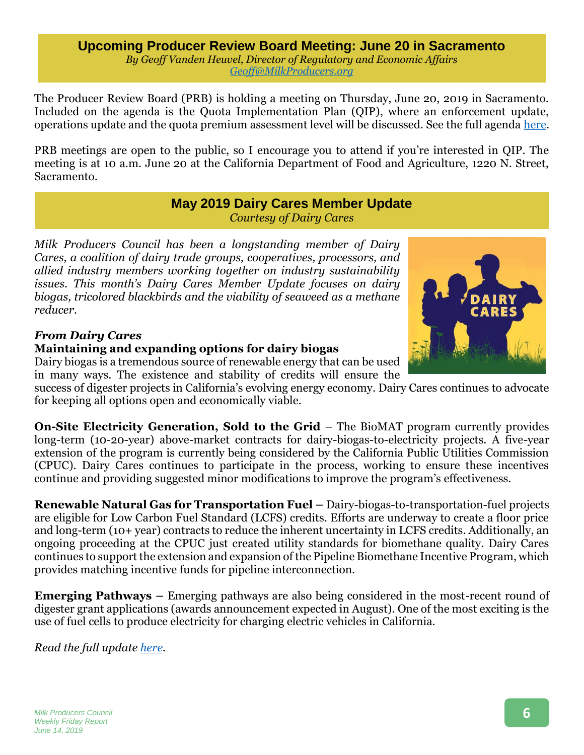## Upcoming Producer Review Board Meeting: June 20 in Sacramento

*By Geoff Vanden Heuvel, Director of Regulatory and Economic Affairs*
*Geoff@MilkProducers.org*

The Producer Review Board (PRB) is holding a meeting on Thursday, June 20, 2019 in Sacramento. Included on the agenda is the Quota Implementation Plan (QIP), where an enforcement update, operations update and the quota premium assessment level will be discussed. See the full agenda here.

PRB meetings are open to the public, so I encourage you to attend if you're interested in QIP. The meeting is at 10 a.m. June 20 at the California Department of Food and Agriculture, 1220 N. Street, Sacramento.

## May 2019 Dairy Cares Member Update

*Courtesy of Dairy Cares*

*Milk Producers Council has been a longstanding member of Dairy Cares, a coalition of dairy trade groups, cooperatives, processors, and allied industry members working together on industry sustainability issues. This month's Dairy Cares Member Update focuses on dairy biogas, tricolored blackbirds and the viability of seaweed as a methane reducer.*

***From Dairy Cares***

**Maintaining and expanding options for dairy biogas**

Dairy biogas is a tremendous source of renewable energy that can be used in many ways. The existence and stability of credits will ensure the success of digester projects in California's evolving energy economy. Dairy Cares continues to advocate for keeping all options open and economically viable.

**On-Site Electricity Generation, Sold to the Grid** – The BioMAT program currently provides long-term (10-20-year) above-market contracts for dairy-biogas-to-electricity projects. A five-year extension of the program is currently being considered by the California Public Utilities Commission (CPUC). Dairy Cares continues to participate in the process, working to ensure these incentives continue and providing suggested minor modifications to improve the program's effectiveness.

**Renewable Natural Gas for Transportation Fuel –** Dairy-biogas-to-transportation-fuel projects are eligible for Low Carbon Fuel Standard (LCFS) credits. Efforts are underway to create a floor price and long-term (10+ year) contracts to reduce the inherent uncertainty in LCFS credits. Additionally, an ongoing proceeding at the CPUC just created utility standards for biomethane quality. Dairy Cares continues to support the extension and expansion of the Pipeline Biomethane Incentive Program, which provides matching incentive funds for pipeline interconnection.

**Emerging Pathways –** Emerging pathways are also being considered in the most-recent round of digester grant applications (awards announcement expected in August). One of the most exciting is the use of fuel cells to produce electricity for charging electric vehicles in California.

*Read the full update here.*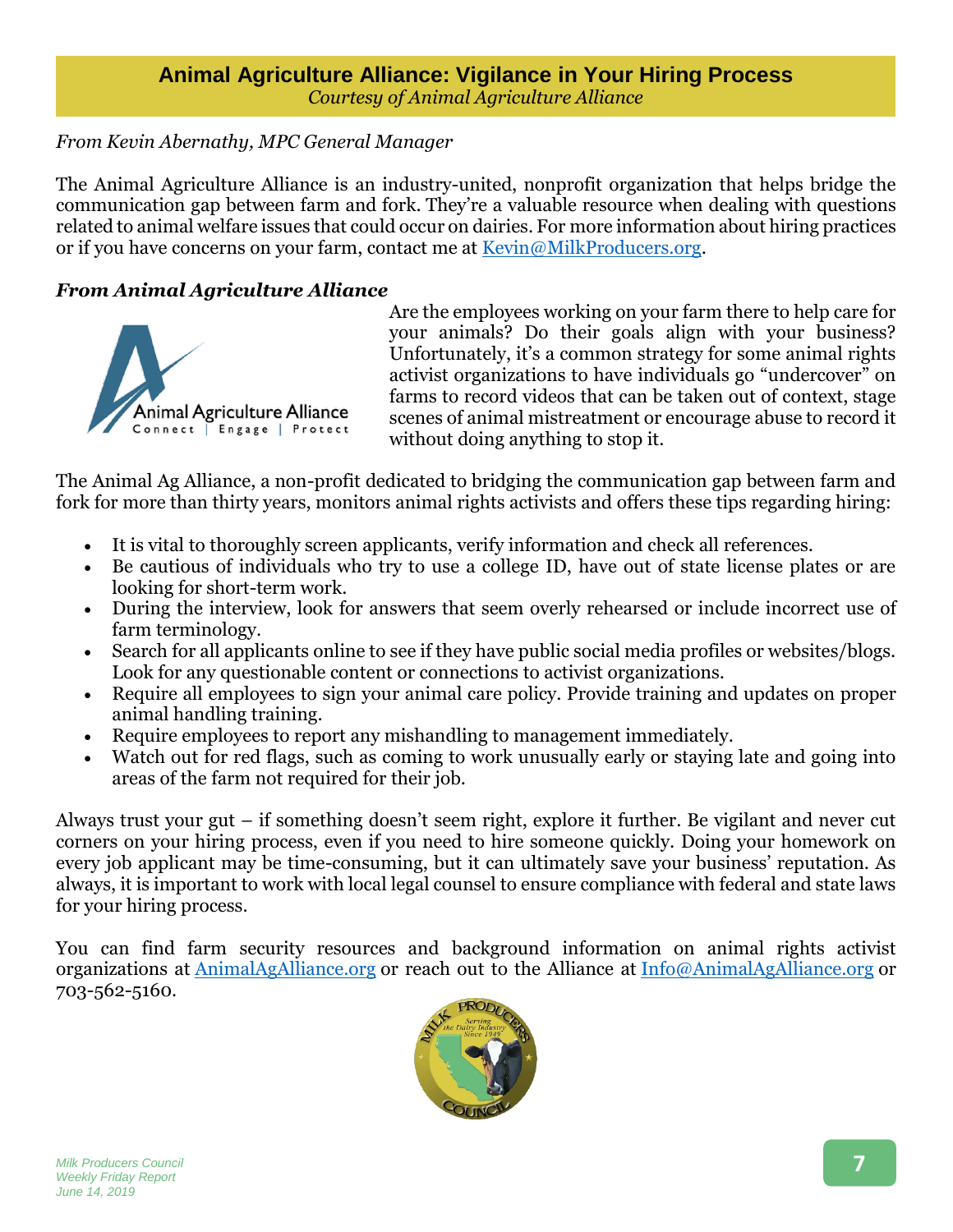## Animal Agriculture Alliance: Vigilance in Your Hiring Process

*Courtesy of Animal Agriculture Alliance*

*From Kevin Abernathy, MPC General Manager*

The Animal Agriculture Alliance is an industry-united, nonprofit organization that helps bridge the communication gap between farm and fork. They're a valuable resource when dealing with questions related to animal welfare issues that could occur on dairies. For more information about hiring practices or if you have concerns on your farm, contact me at Kevin@MilkProducers.org.

***From Animal Agriculture Alliance***

Are the employees working on your farm there to help care for your animals? Do their goals align with your business? Unfortunately, it's a common strategy for some animal rights activist organizations to have individuals go "undercover" on farms to record videos that can be taken out of context, stage scenes of animal mistreatment or encourage abuse to record it without doing anything to stop it.

The Animal Ag Alliance, a non-profit dedicated to bridging the communication gap between farm and fork for more than thirty years, monitors animal rights activists and offers these tips regarding hiring:

- It is vital to thoroughly screen applicants, verify information and check all references.
- Be cautious of individuals who try to use a college ID, have out of state license plates or are looking for short-term work.
- During the interview, look for answers that seem overly rehearsed or include incorrect use of farm terminology.
- Search for all applicants online to see if they have public social media profiles or websites/blogs. Look for any questionable content or connections to activist organizations.
- Require all employees to sign your animal care policy. Provide training and updates on proper animal handling training.
- Require employees to report any mishandling to management immediately.
- Watch out for red flags, such as coming to work unusually early or staying late and going into areas of the farm not required for their job.

Always trust your gut – if something doesn't seem right, explore it further. Be vigilant and never cut corners on your hiring process, even if you need to hire someone quickly. Doing your homework on every job applicant may be time-consuming, but it can ultimately save your business' reputation. As always, it is important to work with local legal counsel to ensure compliance with federal and state laws for your hiring process.

You can find farm security resources and background information on animal rights activist organizations at AnimalAgAlliance.org or reach out to the Alliance at Info@AnimalAgAlliance.org or 703-562-5160.